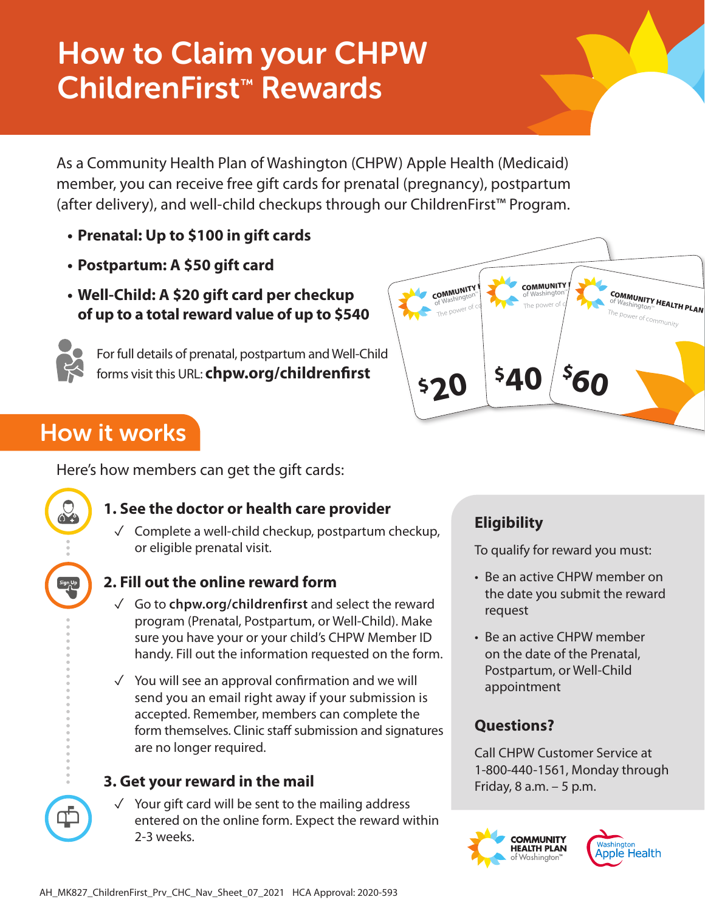# How to Claim your CHPW ChildrenFirst™ Rewards

As a Community Health Plan of Washington (CHPW) Apple Health (Medicaid) member, you can receive free gift cards for prenatal (pregnancy), postpartum (after delivery), and well-child checkups through our ChildrenFirst™ Program.

- **Prenatal: Up to $100 in gift cards**
- **Postpartum: A $50 gift card**
- **Well-Child: A $20 gift card per checkup of up to a total reward value of up to $540**

For full details of prenatal, postpartum and Well-Child forms visit this URL: **chpw.org/childrenfirst**

## How it works

Here's how members can get the gift cards:

### 1. See the doctor or health care provider

✓ Complete a well-child checkup, postpartum checkup, or eligible prenatal visit.

### 2. Fill out the online reward form

✓ Go to **chpw.org/childrenfirst** and select the reward program (Prenatal, Postpartum, or Well-Child). Make sure you have your or your child's CHPW Member ID handy. Fill out the information requested on the form.

✓ You will see an approval confirmation and we will send you an email right away if your submission is accepted. Remember, members can complete the form themselves. Clinic staff submission and signatures are no longer required.

### 3. Get your reward in the mail

✓ Your gift card will be sent to the mailing address entered on the online form. Expect the reward within 2-3 weeks.

### Eligibility

To qualify for reward you must:

- Be an active CHPW member on the date you submit the reward request
- Be an active CHPW member on the date of the Prenatal, Postpartum, or Well-Child appointment

### Questions?

Call CHPW Customer Service at 1-800-440-1561, Monday through Friday, 8 a.m. – 5 p.m.

AH_MK827_ChildrenFirst_Prv_CHC_Nav_Sheet_07_2021 HCA Approval: 2020-593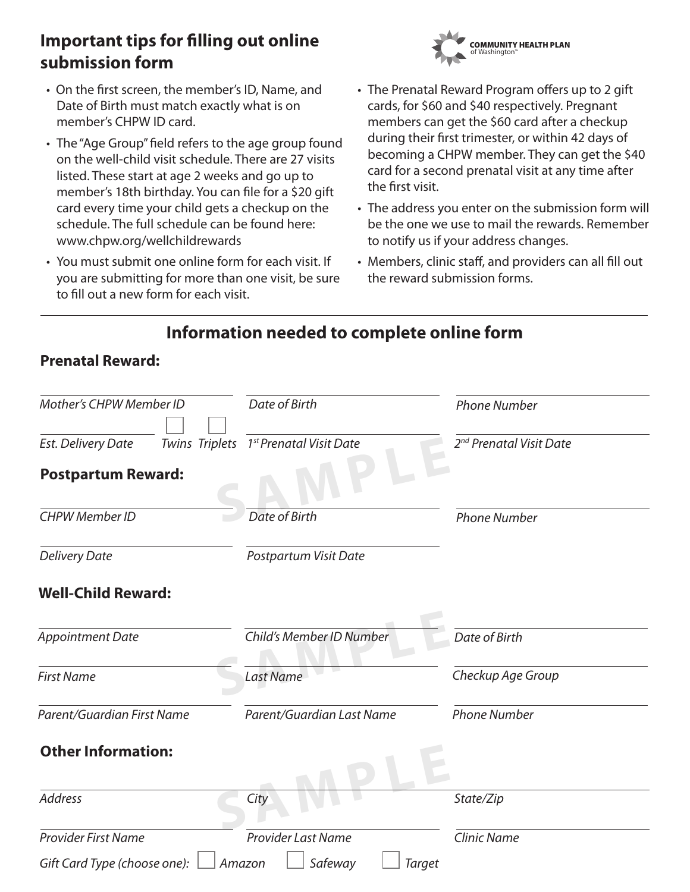## Important tips for filling out online submission form

COMMUNITY HEALTH PLAN of Washington

- On the first screen, the member's ID, Name, and Date of Birth must match exactly what is on member's CHPW ID card.
- The "Age Group" field refers to the age group found on the well-child visit schedule. There are 27 visits listed. These start at age 2 weeks and go up to member's 18th birthday. You can file for a $20 gift card every time your child gets a checkup on the schedule. The full schedule can be found here: www.chpw.org/wellchildrewards
- You must submit one online form for each visit. If you are submitting for more than one visit, be sure to fill out a new form for each visit.
- The Prenatal Reward Program offers up to 2 gift cards, for $60 and $40 respectively. Pregnant members can get the $60 card after a checkup during their first trimester, or within 42 days of becoming a CHPW member. They can get the $40 card for a second prenatal visit at any time after the first visit.
- The address you enter on the submission form will be the one we use to mail the rewards. Remember to notify us if your address changes.
- Members, clinic staff, and providers can all fill out the reward submission forms.

---

## Information needed to complete online form

SAMPLE

### Prenatal Reward:

*Mother's CHPW Member ID* ____________ *Date of Birth* ____________ *Phone Number* ____________

*Est. Delivery Date* ____________ ☐ *Twins* ☐ *Triplets* *1st Prenatal Visit Date* ____________ *2nd Prenatal Visit Date* ____________

### Postpartum Reward:

*CHPW Member ID* ____________ *Date of Birth* ____________ *Phone Number* ____________

*Delivery Date* ____________ *Postpartum Visit Date* ____________

### Well-Child Reward:

*Appointment Date* ____________ *Child's Member ID Number* ____________ *Date of Birth* ____________

*First Name* ____________ *Last Name* ____________ *Checkup Age Group* ____________

*Parent/Guardian First Name* ____________ *Parent/Guardian Last Name* ____________ *Phone Number* ____________

### Other Information:

*Address* ____________ *City* ____________ *State/Zip* ____________

*Provider First Name* ____________ *Provider Last Name* ____________ *Clinic Name* ____________

*Gift Card Type (choose one):* ☐ *Amazon* ☐ *Safeway* ☐ *Target*